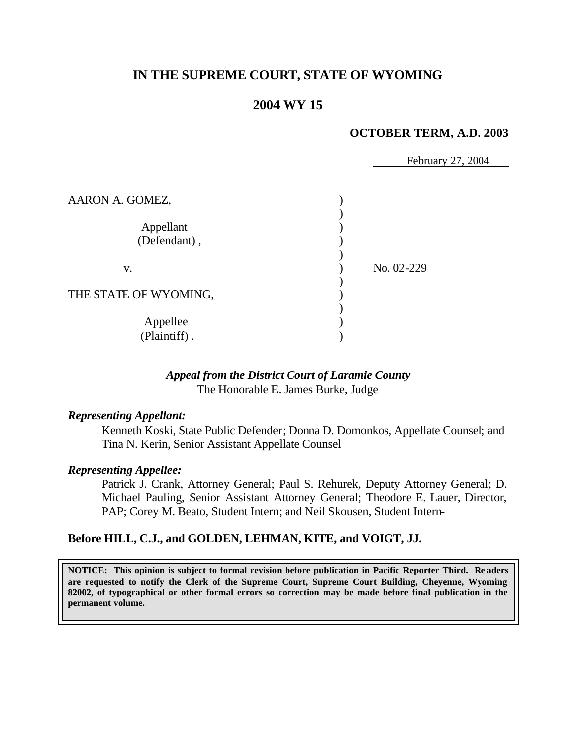# IN THE SUPREME COURT, STATE OF WYOMING

## 2004 WY 15

**OCTOBER TERM, A.D. 2003**

February 27, 2004

| | | |
|---|---|---|
| AARON A. GOMEZ,<br><br>Appellant<br>(Defendant), | ) | |
| v. | ) | No. 02-229 |
| THE STATE OF WYOMING,<br><br>Appellee<br>(Plaintiff). | ) | |

***Appeal from the District Court of Laramie County***
The Honorable E. James Burke, Judge

***Representing Appellant:***

Kenneth Koski, State Public Defender; Donna D. Domonkos, Appellate Counsel; and Tina N. Kerin, Senior Assistant Appellate Counsel

***Representing Appellee:***

Patrick J. Crank, Attorney General; Paul S. Rehurek, Deputy Attorney General; D. Michael Pauling, Senior Assistant Attorney General; Theodore E. Lauer, Director, PAP; Corey M. Beato, Student Intern; and Neil Skousen, Student Intern-

**Before HILL, C.J., and GOLDEN, LEHMAN, KITE, and VOIGT, JJ.**

**NOTICE: This opinion is subject to formal revision before publication in Pacific Reporter Third. Readers are requested to notify the Clerk of the Supreme Court, Supreme Court Building, Cheyenne, Wyoming 82002, of typographical or other formal errors so correction may be made before final publication in the permanent volume.**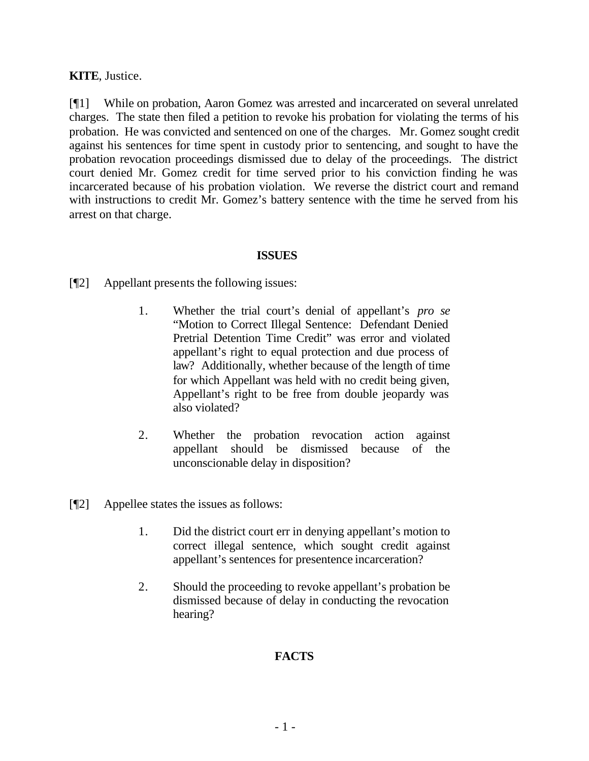**KITE**, Justice.

[¶1] While on probation, Aaron Gomez was arrested and incarcerated on several unrelated charges. The state then filed a petition to revoke his probation for violating the terms of his probation. He was convicted and sentenced on one of the charges. Mr. Gomez sought credit against his sentences for time spent in custody prior to sentencing, and sought to have the probation revocation proceedings dismissed due to delay of the proceedings. The district court denied Mr. Gomez credit for time served prior to his conviction finding he was incarcerated because of his probation violation. We reverse the district court and remand with instructions to credit Mr. Gomez's battery sentence with the time he served from his arrest on that charge.

## ISSUES

[¶2] Appellant presents the following issues:

> 1. Whether the trial court's denial of appellant's *pro se* "Motion to Correct Illegal Sentence: Defendant Denied Pretrial Detention Time Credit" was error and violated appellant's right to equal protection and due process of law? Additionally, whether because of the length of time for which Appellant was held with no credit being given, Appellant's right to be free from double jeopardy was also violated?
>
> 2. Whether the probation revocation action against appellant should be dismissed because of the unconscionable delay in disposition?

[¶2] Appellee states the issues as follows:

> 1. Did the district court err in denying appellant's motion to correct illegal sentence, which sought credit against appellant's sentences for presentence incarceration?
>
> 2. Should the proceeding to revoke appellant's probation be dismissed because of delay in conducting the revocation hearing?

## FACTS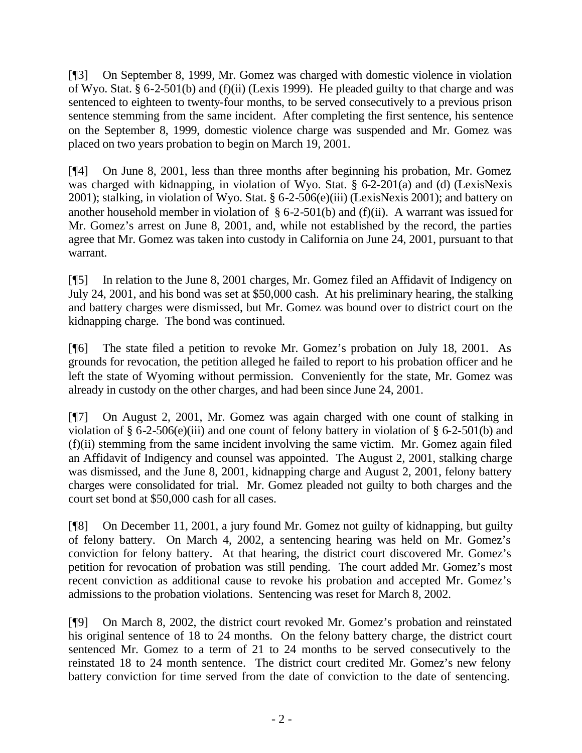[¶3] On September 8, 1999, Mr. Gomez was charged with domestic violence in violation of Wyo. Stat. § 6-2-501(b) and (f)(ii) (Lexis 1999). He pleaded guilty to that charge and was sentenced to eighteen to twenty-four months, to be served consecutively to a previous prison sentence stemming from the same incident. After completing the first sentence, his sentence on the September 8, 1999, domestic violence charge was suspended and Mr. Gomez was placed on two years probation to begin on March 19, 2001.

[¶4] On June 8, 2001, less than three months after beginning his probation, Mr. Gomez was charged with kidnapping, in violation of Wyo. Stat. § 6-2-201(a) and (d) (LexisNexis 2001); stalking, in violation of Wyo. Stat. § 6-2-506(e)(iii) (LexisNexis 2001); and battery on another household member in violation of § 6-2-501(b) and (f)(ii). A warrant was issued for Mr. Gomez's arrest on June 8, 2001, and, while not established by the record, the parties agree that Mr. Gomez was taken into custody in California on June 24, 2001, pursuant to that warrant.

[¶5] In relation to the June 8, 2001 charges, Mr. Gomez filed an Affidavit of Indigency on July 24, 2001, and his bond was set at $50,000 cash. At his preliminary hearing, the stalking and battery charges were dismissed, but Mr. Gomez was bound over to district court on the kidnapping charge. The bond was continued.

[¶6] The state filed a petition to revoke Mr. Gomez's probation on July 18, 2001. As grounds for revocation, the petition alleged he failed to report to his probation officer and he left the state of Wyoming without permission. Conveniently for the state, Mr. Gomez was already in custody on the other charges, and had been since June 24, 2001.

[¶7] On August 2, 2001, Mr. Gomez was again charged with one count of stalking in violation of § 6-2-506(e)(iii) and one count of felony battery in violation of § 6-2-501(b) and (f)(ii) stemming from the same incident involving the same victim. Mr. Gomez again filed an Affidavit of Indigency and counsel was appointed. The August 2, 2001, stalking charge was dismissed, and the June 8, 2001, kidnapping charge and August 2, 2001, felony battery charges were consolidated for trial. Mr. Gomez pleaded not guilty to both charges and the court set bond at $50,000 cash for all cases.

[¶8] On December 11, 2001, a jury found Mr. Gomez not guilty of kidnapping, but guilty of felony battery. On March 4, 2002, a sentencing hearing was held on Mr. Gomez's conviction for felony battery. At that hearing, the district court discovered Mr. Gomez's petition for revocation of probation was still pending. The court added Mr. Gomez's most recent conviction as additional cause to revoke his probation and accepted Mr. Gomez's admissions to the probation violations. Sentencing was reset for March 8, 2002.

[¶9] On March 8, 2002, the district court revoked Mr. Gomez's probation and reinstated his original sentence of 18 to 24 months. On the felony battery charge, the district court sentenced Mr. Gomez to a term of 21 to 24 months to be served consecutively to the reinstated 18 to 24 month sentence. The district court credited Mr. Gomez's new felony battery conviction for time served from the date of conviction to the date of sentencing.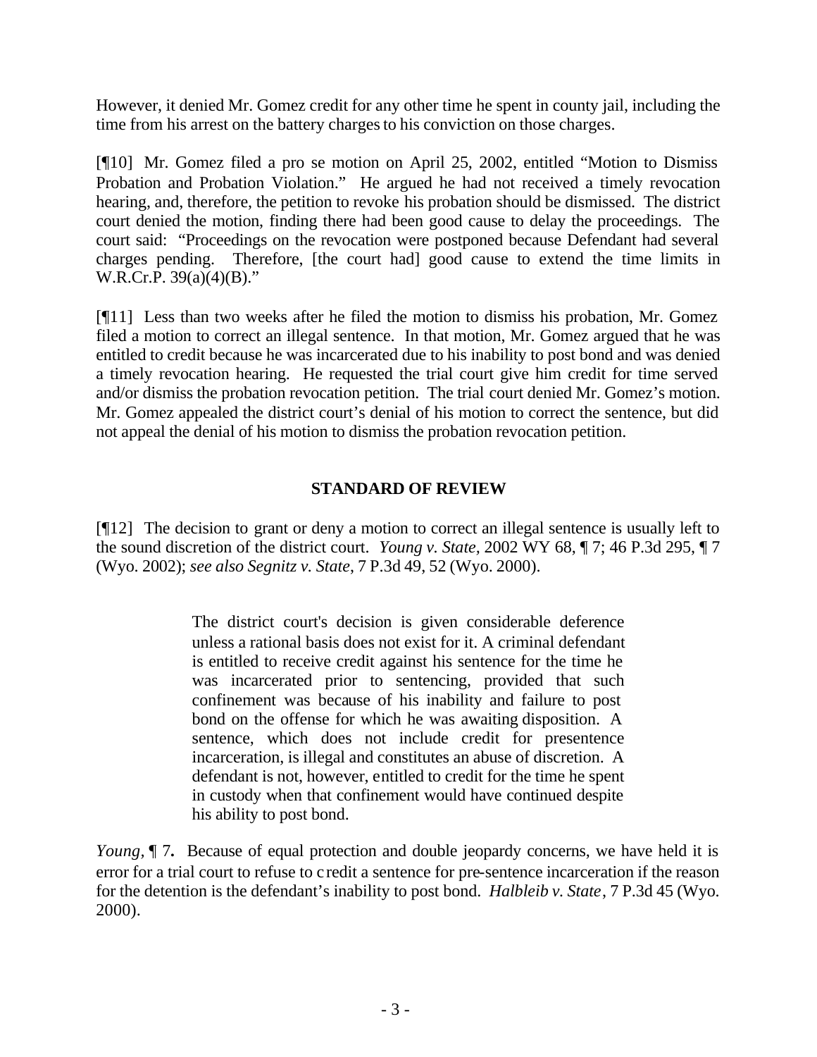However, it denied Mr. Gomez credit for any other time he spent in county jail, including the time from his arrest on the battery charges to his conviction on those charges.

[¶10] Mr. Gomez filed a pro se motion on April 25, 2002, entitled "Motion to Dismiss Probation and Probation Violation." He argued he had not received a timely revocation hearing, and, therefore, the petition to revoke his probation should be dismissed. The district court denied the motion, finding there had been good cause to delay the proceedings. The court said: "Proceedings on the revocation were postponed because Defendant had several charges pending. Therefore, [the court had] good cause to extend the time limits in W.R.Cr.P. 39(a)(4)(B)."

[¶11] Less than two weeks after he filed the motion to dismiss his probation, Mr. Gomez filed a motion to correct an illegal sentence. In that motion, Mr. Gomez argued that he was entitled to credit because he was incarcerated due to his inability to post bond and was denied a timely revocation hearing. He requested the trial court give him credit for time served and/or dismiss the probation revocation petition. The trial court denied Mr. Gomez's motion. Mr. Gomez appealed the district court's denial of his motion to correct the sentence, but did not appeal the denial of his motion to dismiss the probation revocation petition.

## STANDARD OF REVIEW

[¶12] The decision to grant or deny a motion to correct an illegal sentence is usually left to the sound discretion of the district court. *Young v. State,* 2002 WY 68, ¶ 7; 46 P.3d 295, ¶ 7 (Wyo. 2002); *see also Segnitz v. State*, 7 P.3d 49, 52 (Wyo. 2000).

> The district court's decision is given considerable deference unless a rational basis does not exist for it. A criminal defendant is entitled to receive credit against his sentence for the time he was incarcerated prior to sentencing, provided that such confinement was because of his inability and failure to post bond on the offense for which he was awaiting disposition. A sentence, which does not include credit for presentence incarceration, is illegal and constitutes an abuse of discretion. A defendant is not, however, entitled to credit for the time he spent in custody when that confinement would have continued despite his ability to post bond.

*Young,* ¶ 7**.** Because of equal protection and double jeopardy concerns, we have held it is error for a trial court to refuse to credit a sentence for pre-sentence incarceration if the reason for the detention is the defendant's inability to post bond. *Halbleib v. State*, 7 P.3d 45 (Wyo. 2000).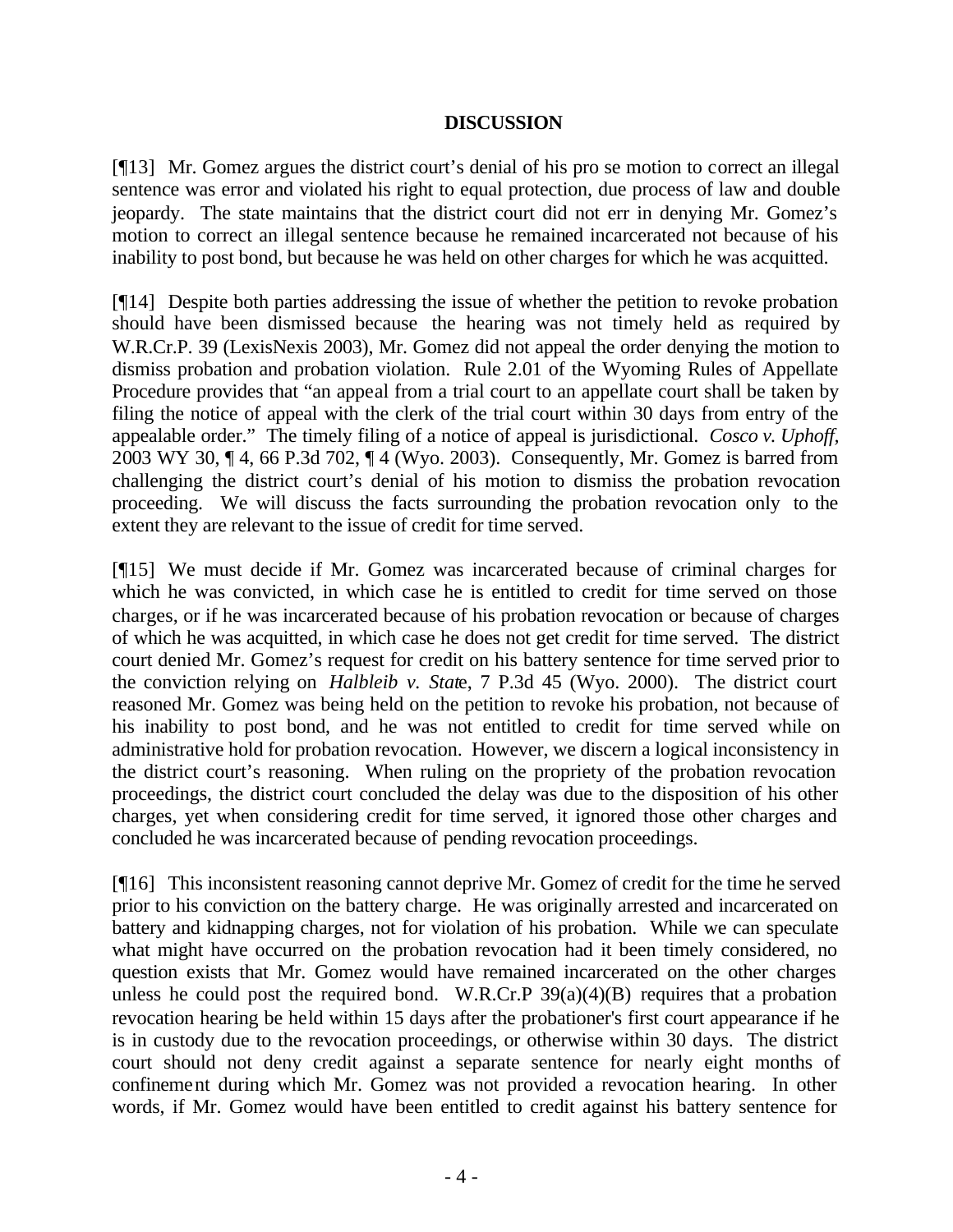**DISCUSSION**

[¶13] Mr. Gomez argues the district court's denial of his pro se motion to correct an illegal sentence was error and violated his right to equal protection, due process of law and double jeopardy. The state maintains that the district court did not err in denying Mr. Gomez's motion to correct an illegal sentence because he remained incarcerated not because of his inability to post bond, but because he was held on other charges for which he was acquitted.

[¶14] Despite both parties addressing the issue of whether the petition to revoke probation should have been dismissed because the hearing was not timely held as required by W.R.Cr.P. 39 (LexisNexis 2003), Mr. Gomez did not appeal the order denying the motion to dismiss probation and probation violation. Rule 2.01 of the Wyoming Rules of Appellate Procedure provides that "an appeal from a trial court to an appellate court shall be taken by filing the notice of appeal with the clerk of the trial court within 30 days from entry of the appealable order." The timely filing of a notice of appeal is jurisdictional. *Cosco v. Uphoff*, 2003 WY 30, ¶ 4, 66 P.3d 702, ¶ 4 (Wyo. 2003). Consequently, Mr. Gomez is barred from challenging the district court's denial of his motion to dismiss the probation revocation proceeding. We will discuss the facts surrounding the probation revocation only to the extent they are relevant to the issue of credit for time served.

[¶15] We must decide if Mr. Gomez was incarcerated because of criminal charges for which he was convicted, in which case he is entitled to credit for time served on those charges, or if he was incarcerated because of his probation revocation or because of charges of which he was acquitted, in which case he does not get credit for time served. The district court denied Mr. Gomez's request for credit on his battery sentence for time served prior to the conviction relying on *Halbleib v. State*, 7 P.3d 45 (Wyo. 2000). The district court reasoned Mr. Gomez was being held on the petition to revoke his probation, not because of his inability to post bond, and he was not entitled to credit for time served while on administrative hold for probation revocation. However, we discern a logical inconsistency in the district court's reasoning. When ruling on the propriety of the probation revocation proceedings, the district court concluded the delay was due to the disposition of his other charges, yet when considering credit for time served, it ignored those other charges and concluded he was incarcerated because of pending revocation proceedings.

[¶16] This inconsistent reasoning cannot deprive Mr. Gomez of credit for the time he served prior to his conviction on the battery charge. He was originally arrested and incarcerated on battery and kidnapping charges, not for violation of his probation. While we can speculate what might have occurred on the probation revocation had it been timely considered, no question exists that Mr. Gomez would have remained incarcerated on the other charges unless he could post the required bond. W.R.Cr.P 39(a)(4)(B) requires that a probation revocation hearing be held within 15 days after the probationer's first court appearance if he is in custody due to the revocation proceedings, or otherwise within 30 days. The district court should not deny credit against a separate sentence for nearly eight months of confinement during which Mr. Gomez was not provided a revocation hearing. In other words, if Mr. Gomez would have been entitled to credit against his battery sentence for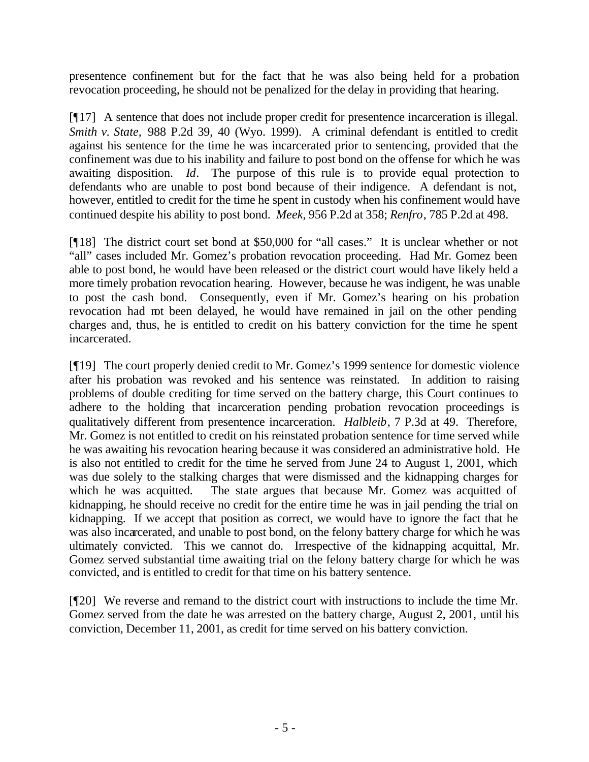presentence confinement but for the fact that he was also being held for a probation revocation proceeding, he should not be penalized for the delay in providing that hearing.

[¶17] A sentence that does not include proper credit for presentence incarceration is illegal. *Smith v. State,* 988 P.2d 39, 40 (Wyo. 1999). A criminal defendant is entitled to credit against his sentence for the time he was incarcerated prior to sentencing, provided that the confinement was due to his inability and failure to post bond on the offense for which he was awaiting disposition. *Id*. The purpose of this rule is to provide equal protection to defendants who are unable to post bond because of their indigence. A defendant is not, however, entitled to credit for the time he spent in custody when his confinement would have continued despite his ability to post bond. *Meek*, 956 P.2d at 358; *Renfro*, 785 P.2d at 498.

[¶18] The district court set bond at $50,000 for "all cases." It is unclear whether or not "all" cases included Mr. Gomez's probation revocation proceeding. Had Mr. Gomez been able to post bond, he would have been released or the district court would have likely held a more timely probation revocation hearing. However, because he was indigent, he was unable to post the cash bond. Consequently, even if Mr. Gomez's hearing on his probation revocation had not been delayed, he would have remained in jail on the other pending charges and, thus, he is entitled to credit on his battery conviction for the time he spent incarcerated.

[¶19] The court properly denied credit to Mr. Gomez's 1999 sentence for domestic violence after his probation was revoked and his sentence was reinstated. In addition to raising problems of double crediting for time served on the battery charge, this Court continues to adhere to the holding that incarceration pending probation revocation proceedings is qualitatively different from presentence incarceration. *Halbleib*, 7 P.3d at 49. Therefore, Mr. Gomez is not entitled to credit on his reinstated probation sentence for time served while he was awaiting his revocation hearing because it was considered an administrative hold. He is also not entitled to credit for the time he served from June 24 to August 1, 2001, which was due solely to the stalking charges that were dismissed and the kidnapping charges for which he was acquitted. The state argues that because Mr. Gomez was acquitted of kidnapping, he should receive no credit for the entire time he was in jail pending the trial on kidnapping. If we accept that position as correct, we would have to ignore the fact that he was also incarcerated, and unable to post bond, on the felony battery charge for which he was ultimately convicted. This we cannot do. Irrespective of the kidnapping acquittal, Mr. Gomez served substantial time awaiting trial on the felony battery charge for which he was convicted, and is entitled to credit for that time on his battery sentence.

[¶20] We reverse and remand to the district court with instructions to include the time Mr. Gomez served from the date he was arrested on the battery charge, August 2, 2001, until his conviction, December 11, 2001, as credit for time served on his battery conviction.